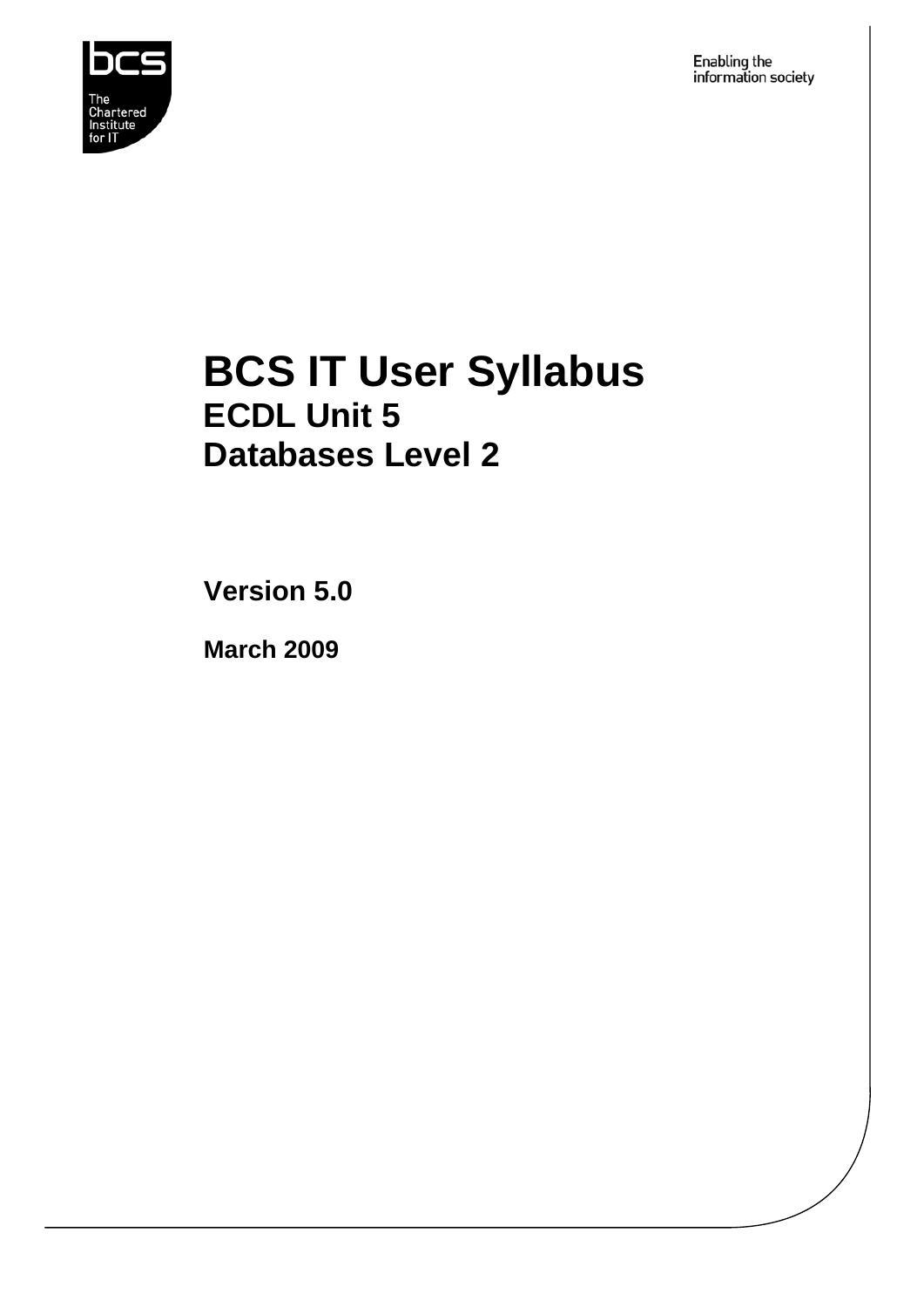bcs

The Chartered Institute for IT

Enabling the information society

# BCS IT User Syllabus
## ECDL Unit 5
## Databases Level 2

**Version 5.0**

**March 2009**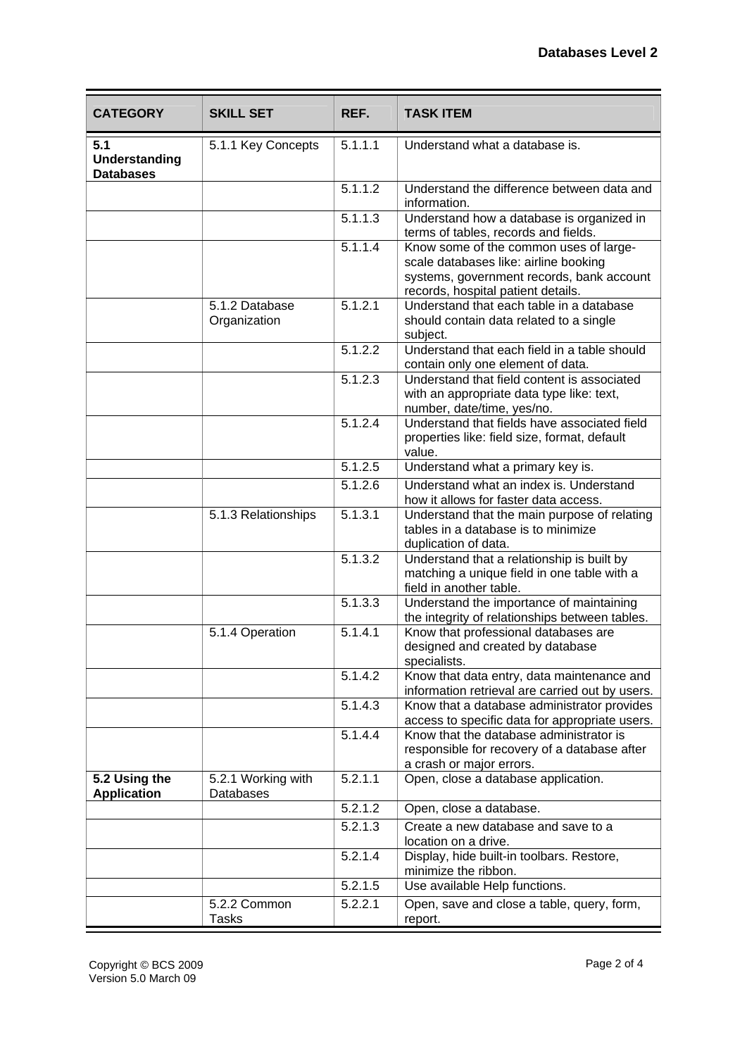| CATEGORY | SKILL SET | REF. | TASK ITEM |
| --- | --- | --- | --- |
| **5.1 Understanding Databases** | 5.1.1 Key Concepts | 5.1.1.1 | Understand what a database is. |
| | | 5.1.1.2 | Understand the difference between data and information. |
| | | 5.1.1.3 | Understand how a database is organized in terms of tables, records and fields. |
| | | 5.1.1.4 | Know some of the common uses of large-scale databases like: airline booking systems, government records, bank account records, hospital patient details. |
| | 5.1.2 Database Organization | 5.1.2.1 | Understand that each table in a database should contain data related to a single subject. |
| | | 5.1.2.2 | Understand that each field in a table should contain only one element of data. |
| | | 5.1.2.3 | Understand that field content is associated with an appropriate data type like: text, number, date/time, yes/no. |
| | | 5.1.2.4 | Understand that fields have associated field properties like: field size, format, default value. |
| | | 5.1.2.5 | Understand what a primary key is. |
| | | 5.1.2.6 | Understand what an index is. Understand how it allows for faster data access. |
| | 5.1.3 Relationships | 5.1.3.1 | Understand that the main purpose of relating tables in a database is to minimize duplication of data. |
| | | 5.1.3.2 | Understand that a relationship is built by matching a unique field in one table with a field in another table. |
| | | 5.1.3.3 | Understand the importance of maintaining the integrity of relationships between tables. |
| | 5.1.4 Operation | 5.1.4.1 | Know that professional databases are designed and created by database specialists. |
| | | 5.1.4.2 | Know that data entry, data maintenance and information retrieval are carried out by users. |
| | | 5.1.4.3 | Know that a database administrator provides access to specific data for appropriate users. |
| | | 5.1.4.4 | Know that the database administrator is responsible for recovery of a database after a crash or major errors. |
| **5.2 Using the Application** | 5.2.1 Working with Databases | 5.2.1.1 | Open, close a database application. |
| | | 5.2.1.2 | Open, close a database. |
| | | 5.2.1.3 | Create a new database and save to a location on a drive. |
| | | 5.2.1.4 | Display, hide built-in toolbars. Restore, minimize the ribbon. |
| | | 5.2.1.5 | Use available Help functions. |
| | 5.2.2 Common Tasks | 5.2.2.1 | Open, save and close a table, query, form, report. |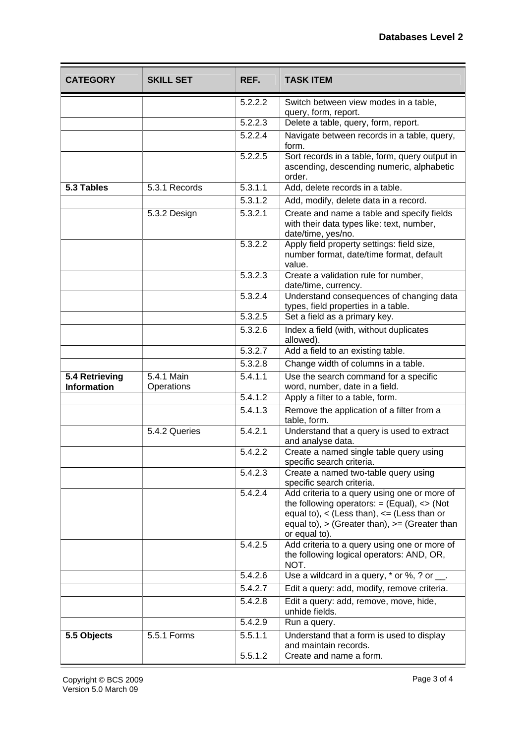| CATEGORY | SKILL SET | REF. | TASK ITEM |
|---|---|---|---|
| | | 5.2.2.2 | Switch between view modes in a table, query, form, report. |
| | | 5.2.2.3 | Delete a table, query, form, report. |
| | | 5.2.2.4 | Navigate between records in a table, query, form. |
| | | 5.2.2.5 | Sort records in a table, form, query output in ascending, descending numeric, alphabetic order. |
| **5.3 Tables** | 5.3.1 Records | 5.3.1.1 | Add, delete records in a table. |
| | | 5.3.1.2 | Add, modify, delete data in a record. |
| | 5.3.2 Design | 5.3.2.1 | Create and name a table and specify fields with their data types like: text, number, date/time, yes/no. |
| | | 5.3.2.2 | Apply field property settings: field size, number format, date/time format, default value. |
| | | 5.3.2.3 | Create a validation rule for number, date/time, currency. |
| | | 5.3.2.4 | Understand consequences of changing data types, field properties in a table. |
| | | 5.3.2.5 | Set a field as a primary key. |
| | | 5.3.2.6 | Index a field (with, without duplicates allowed). |
| | | 5.3.2.7 | Add a field to an existing table. |
| | | 5.3.2.8 | Change width of columns in a table. |
| **5.4 Retrieving Information** | 5.4.1 Main Operations | 5.4.1.1 | Use the search command for a specific word, number, date in a field. |
| | | 5.4.1.2 | Apply a filter to a table, form. |
| | | 5.4.1.3 | Remove the application of a filter from a table, form. |
| | 5.4.2 Queries | 5.4.2.1 | Understand that a query is used to extract and analyse data. |
| | | 5.4.2.2 | Create a named single table query using specific search criteria. |
| | | 5.4.2.3 | Create a named two-table query using specific search criteria. |
| | | 5.4.2.4 | Add criteria to a query using one or more of the following operators: = (Equal), <> (Not equal to), < (Less than), <= (Less than or equal to), > (Greater than), >= (Greater than or equal to). |
| | | 5.4.2.5 | Add criteria to a query using one or more of the following logical operators: AND, OR, NOT. |
| | | 5.4.2.6 | Use a wildcard in a query, * or %, ? or __. |
| | | 5.4.2.7 | Edit a query: add, modify, remove criteria. |
| | | 5.4.2.8 | Edit a query: add, remove, move, hide, unhide fields. |
| | | 5.4.2.9 | Run a query. |
| **5.5 Objects** | 5.5.1 Forms | 5.5.1.1 | Understand that a form is used to display and maintain records. |
| | | 5.5.1.2 | Create and name a form. |

Copyright © BCS 2009
Version 5.0 March 09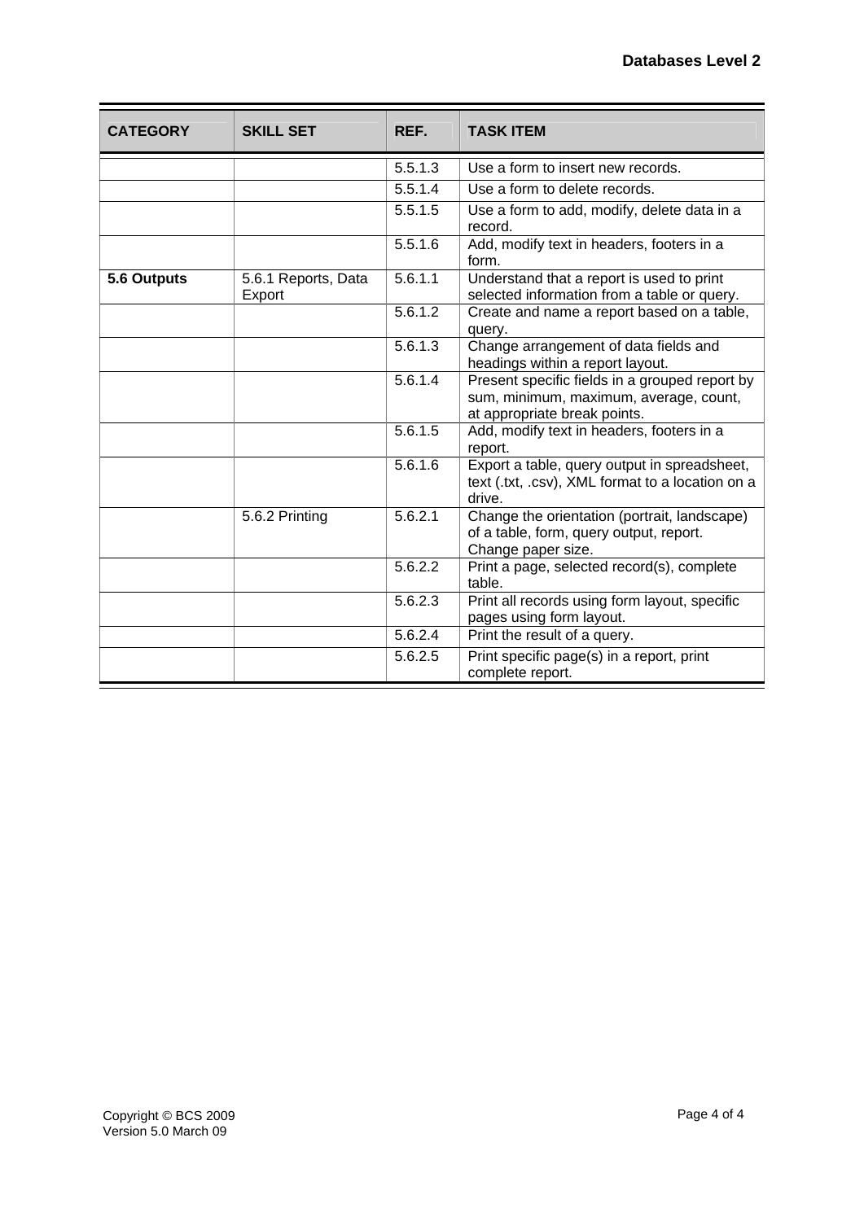| CATEGORY | SKILL SET | REF. | TASK ITEM |
|---|---|---|---|
| | | 5.5.1.3 | Use a form to insert new records. |
| | | 5.5.1.4 | Use a form to delete records. |
| | | 5.5.1.5 | Use a form to add, modify, delete data in a record. |
| | | 5.5.1.6 | Add, modify text in headers, footers in a form. |
| **5.6 Outputs** | 5.6.1 Reports, Data Export | 5.6.1.1 | Understand that a report is used to print selected information from a table or query. |
| | | 5.6.1.2 | Create and name a report based on a table, query. |
| | | 5.6.1.3 | Change arrangement of data fields and headings within a report layout. |
| | | 5.6.1.4 | Present specific fields in a grouped report by sum, minimum, maximum, average, count, at appropriate break points. |
| | | 5.6.1.5 | Add, modify text in headers, footers in a report. |
| | | 5.6.1.6 | Export a table, query output in spreadsheet, text (.txt, .csv), XML format to a location on a drive. |
| | 5.6.2 Printing | 5.6.2.1 | Change the orientation (portrait, landscape) of a table, form, query output, report. Change paper size. |
| | | 5.6.2.2 | Print a page, selected record(s), complete table. |
| | | 5.6.2.3 | Print all records using form layout, specific pages using form layout. |
| | | 5.6.2.4 | Print the result of a query. |
| | | 5.6.2.5 | Print specific page(s) in a report, print complete report. |